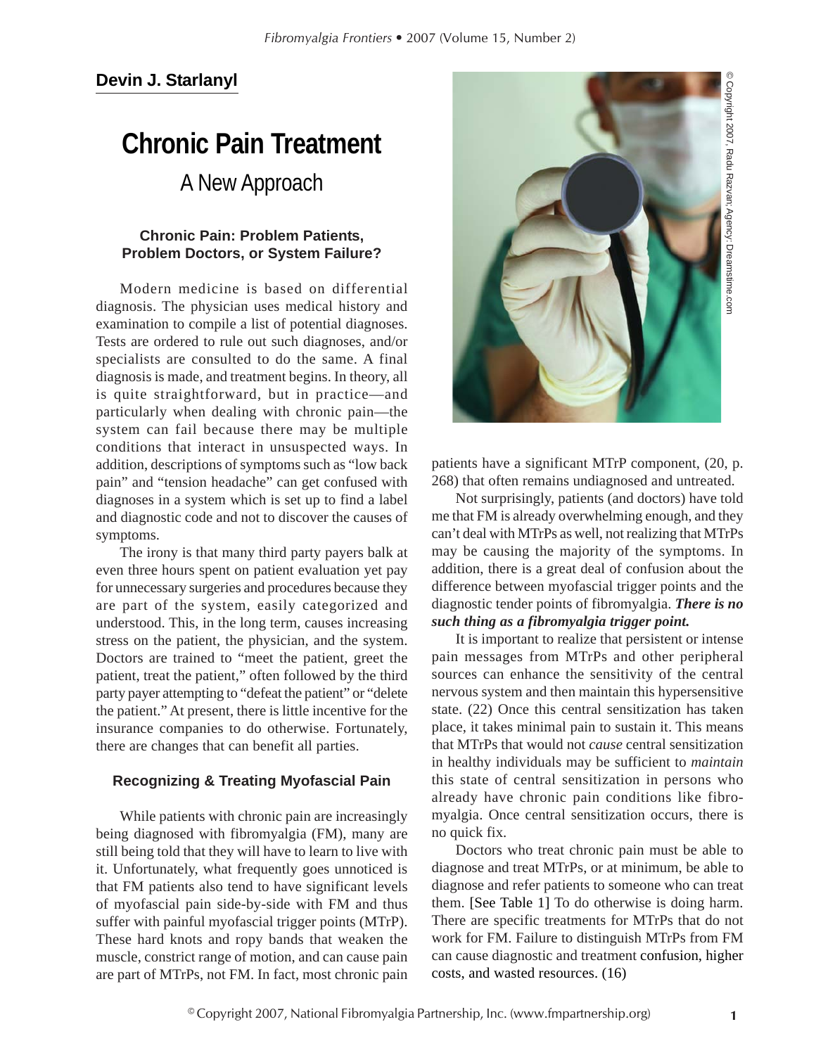**Devin J. Starlanyl**

# Chronic Pain Treatment

## A New Approach

### Chronic Pain: Problem Patients, Problem Doctors, or System Failure?

Modern medicine is based on differential diagnosis. The physician uses medical history and examination to compile a list of potential diagnoses. Tests are ordered to rule out such diagnoses, and/or specialists are consulted to do the same. A final diagnosis is made, and treatment begins. In theory, all is quite straightforward, but in practice—and particularly when dealing with chronic pain—the system can fail because there may be multiple conditions that interact in unsuspected ways. In addition, descriptions of symptoms such as "low back pain" and "tension headache" can get confused with diagnoses in a system which is set up to find a label and diagnostic code and not to discover the causes of symptoms.

The irony is that many third party payers balk at even three hours spent on patient evaluation yet pay for unnecessary surgeries and procedures because they are part of the system, easily categorized and understood. This, in the long term, causes increasing stress on the patient, the physician, and the system. Doctors are trained to "meet the patient, greet the patient, treat the patient," often followed by the third party payer attempting to "defeat the patient" or "delete the patient." At present, there is little incentive for the insurance companies to do otherwise. Fortunately, there are changes that can benefit all parties.

### Recognizing & Treating Myofascial Pain

While patients with chronic pain are increasingly being diagnosed with fibromyalgia (FM), many are still being told that they will have to learn to live with it. Unfortunately, what frequently goes unnoticed is that FM patients also tend to have significant levels of myofascial pain side-by-side with FM and thus suffer with painful myofascial trigger points (MTrP). These hard knots and ropy bands that weaken the muscle, constrict range of motion, and can cause pain are part of MTrPs, not FM. In fact, most chronic pain patients have a significant MTrP component, (20, p. 268) that often remains undiagnosed and untreated.

Not surprisingly, patients (and doctors) have told me that FM is already overwhelming enough, and they can't deal with MTrPs as well, not realizing that MTrPs may be causing the majority of the symptoms. In addition, there is a great deal of confusion about the difference between myofascial trigger points and the diagnostic tender points of fibromyalgia. ***There is no such thing as a fibromyalgia trigger point.***

It is important to realize that persistent or intense pain messages from MTrPs and other peripheral sources can enhance the sensitivity of the central nervous system and then maintain this hypersensitive state. (22) Once this central sensitization has taken place, it takes minimal pain to sustain it. This means that MTrPs that would not *cause* central sensitization in healthy individuals may be sufficient to *maintain* this state of central sensitization in persons who already have chronic pain conditions like fibromyalgia. Once central sensitization occurs, there is no quick fix.

Doctors who treat chronic pain must be able to diagnose and treat MTrPs, or at minimum, be able to diagnose and refer patients to someone who can treat them. [See Table 1] To do otherwise is doing harm. There are specific treatments for MTrPs that do not work for FM. Failure to distinguish MTrPs from FM can cause diagnostic and treatment confusion, higher costs, and wasted resources. (16)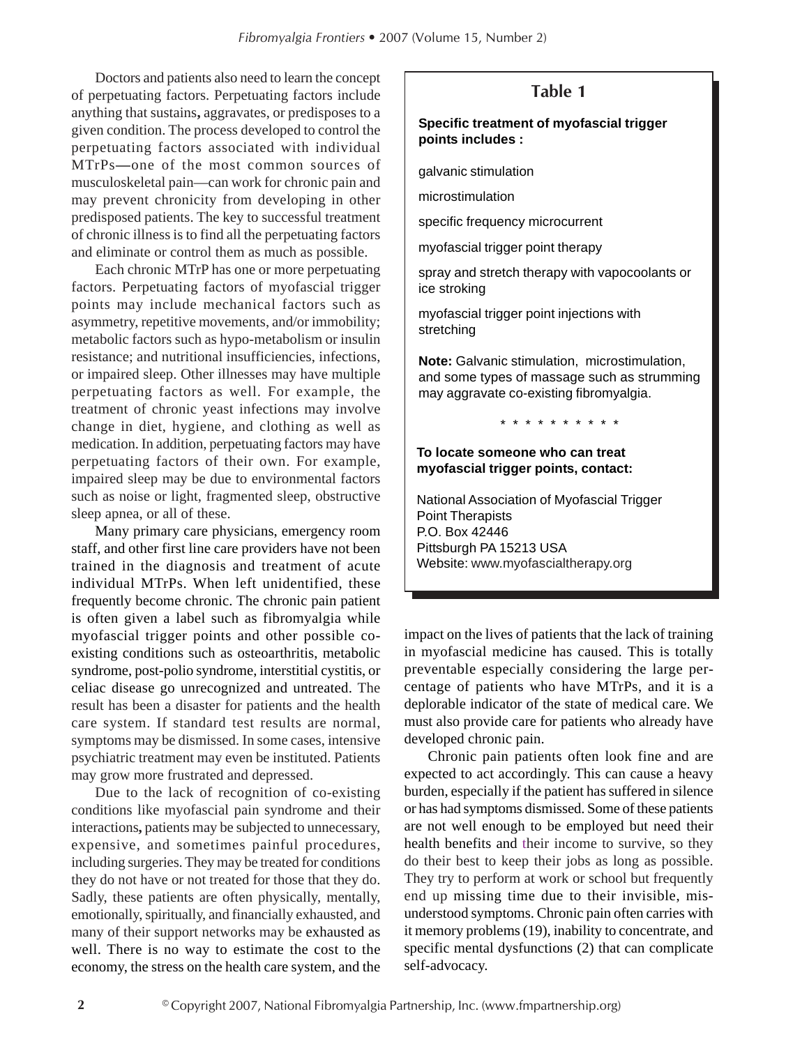Doctors and patients also need to learn the concept of perpetuating factors. Perpetuating factors include anything that sustains, aggravates, or predisposes to a given condition. The process developed to control the perpetuating factors associated with individual MTrPs—one of the most common sources of musculoskeletal pain—can work for chronic pain and may prevent chronicity from developing in other predisposed patients. The key to successful treatment of chronic illness is to find all the perpetuating factors and eliminate or control them as much as possible.

Each chronic MTrP has one or more perpetuating factors. Perpetuating factors of myofascial trigger points may include mechanical factors such as asymmetry, repetitive movements, and/or immobility; metabolic factors such as hypo-metabolism or insulin resistance; and nutritional insufficiencies, infections, or impaired sleep. Other illnesses may have multiple perpetuating factors as well. For example, the treatment of chronic yeast infections may involve change in diet, hygiene, and clothing as well as medication. In addition, perpetuating factors may have perpetuating factors of their own. For example, impaired sleep may be due to environmental factors such as noise or light, fragmented sleep, obstructive sleep apnea, or all of these.

Many primary care physicians, emergency room staff, and other first line care providers have not been trained in the diagnosis and treatment of acute individual MTrPs. When left unidentified, these frequently become chronic. The chronic pain patient is often given a label such as fibromyalgia while myofascial trigger points and other possible co-existing conditions such as osteoarthritis, metabolic syndrome, post-polio syndrome, interstitial cystitis, or celiac disease go unrecognized and untreated. The result has been a disaster for patients and the health care system. If standard test results are normal, symptoms may be dismissed. In some cases, intensive psychiatric treatment may even be instituted. Patients may grow more frustrated and depressed.

Due to the lack of recognition of co-existing conditions like myofascial pain syndrome and their interactions, patients may be subjected to unnecessary, expensive, and sometimes painful procedures, including surgeries. They may be treated for conditions they do not have or not treated for those that they do. Sadly, these patients are often physically, mentally, emotionally, spiritually, and financially exhausted, and many of their support networks may be exhausted as well. There is no way to estimate the cost to the economy, the stress on the health care system, and the impact on the lives of patients that the lack of training in myofascial medicine has caused. This is totally preventable especially considering the large percentage of patients who have MTrPs, and it is a deplorable indicator of the state of medical care. We must also provide care for patients who already have developed chronic pain.

Chronic pain patients often look fine and are expected to act accordingly. This can cause a heavy burden, especially if the patient has suffered in silence or has had symptoms dismissed. Some of these patients are not well enough to be employed but need their health benefits and their income to survive, so they do their best to keep their jobs as long as possible. They try to perform at work or school but frequently end up missing time due to their invisible, misunderstood symptoms. Chronic pain often carries with it memory problems (19), inability to concentrate, and specific mental dysfunctions (2) that can complicate self-advocacy.

### Table 1

**Specific treatment of myofascial trigger points includes :**

- galvanic stimulation
- microstimulation
- specific frequency microcurrent
- myofascial trigger point therapy
- spray and stretch therapy with vapocoolants or ice stroking
- myofascial trigger point injections with stretching

**Note:** Galvanic stimulation, microstimulation, and some types of massage such as strumming may aggravate co-existing fibromyalgia.

* * * * * * * * * *

**To locate someone who can treat myofascial trigger points, contact:**

National Association of Myofascial Trigger Point Therapists
P.O. Box 42446
Pittsburgh PA 15213 USA
Website: www.myofascialtherapy.org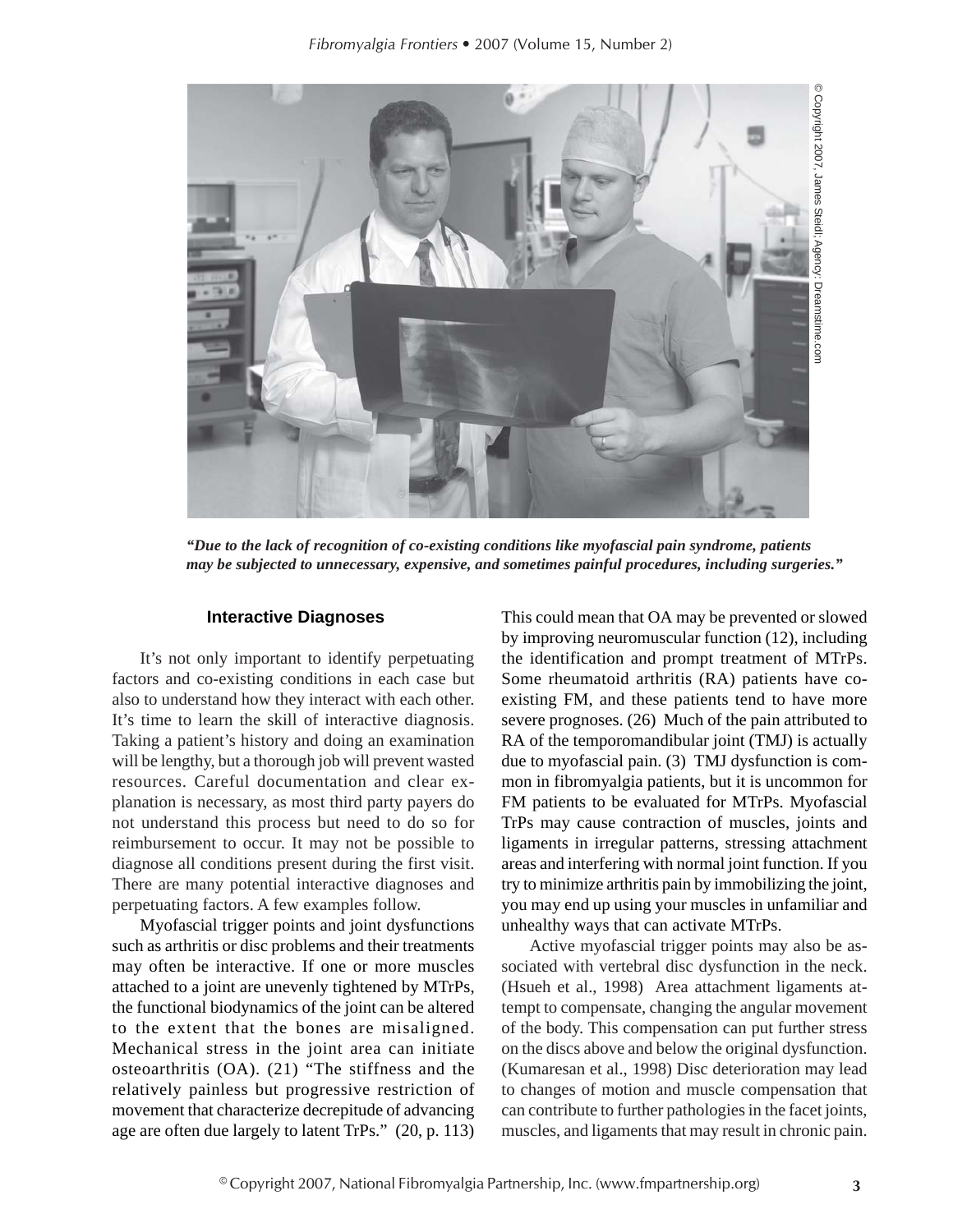*"Due to the lack of recognition of co-existing conditions like myofascial pain syndrome, patients may be subjected to unnecessary, expensive, and sometimes painful procedures, including surgeries."*

### Interactive Diagnoses

It's not only important to identify perpetuating factors and co-existing conditions in each case but also to understand how they interact with each other. It's time to learn the skill of interactive diagnosis. Taking a patient's history and doing an examination will be lengthy, but a thorough job will prevent wasted resources. Careful documentation and clear explanation is necessary, as most third party payers do not understand this process but need to do so for reimbursement to occur. It may not be possible to diagnose all conditions present during the first visit. There are many potential interactive diagnoses and perpetuating factors. A few examples follow.

Myofascial trigger points and joint dysfunctions such as arthritis or disc problems and their treatments may often be interactive. If one or more muscles attached to a joint are unevenly tightened by MTrPs, the functional biodynamics of the joint can be altered to the extent that the bones are misaligned. Mechanical stress in the joint area can initiate osteoarthritis (OA). (21) "The stiffness and the relatively painless but progressive restriction of movement that characterize decrepitude of advancing age are often due largely to latent TrPs." (20, p. 113) This could mean that OA may be prevented or slowed by improving neuromuscular function (12), including the identification and prompt treatment of MTrPs. Some rheumatoid arthritis (RA) patients have co-existing FM, and these patients tend to have more severe prognoses. (26) Much of the pain attributed to RA of the temporomandibular joint (TMJ) is actually due to myofascial pain. (3) TMJ dysfunction is common in fibromyalgia patients, but it is uncommon for FM patients to be evaluated for MTrPs. Myofascial TrPs may cause contraction of muscles, joints and ligaments in irregular patterns, stressing attachment areas and interfering with normal joint function. If you try to minimize arthritis pain by immobilizing the joint, you may end up using your muscles in unfamiliar and unhealthy ways that can activate MTrPs.

Active myofascial trigger points may also be associated with vertebral disc dysfunction in the neck. (Hsueh et al., 1998) Area attachment ligaments attempt to compensate, changing the angular movement of the body. This compensation can put further stress on the discs above and below the original dysfunction. (Kumaresan et al., 1998) Disc deterioration may lead to changes of motion and muscle compensation that can contribute to further pathologies in the facet joints, muscles, and ligaments that may result in chronic pain.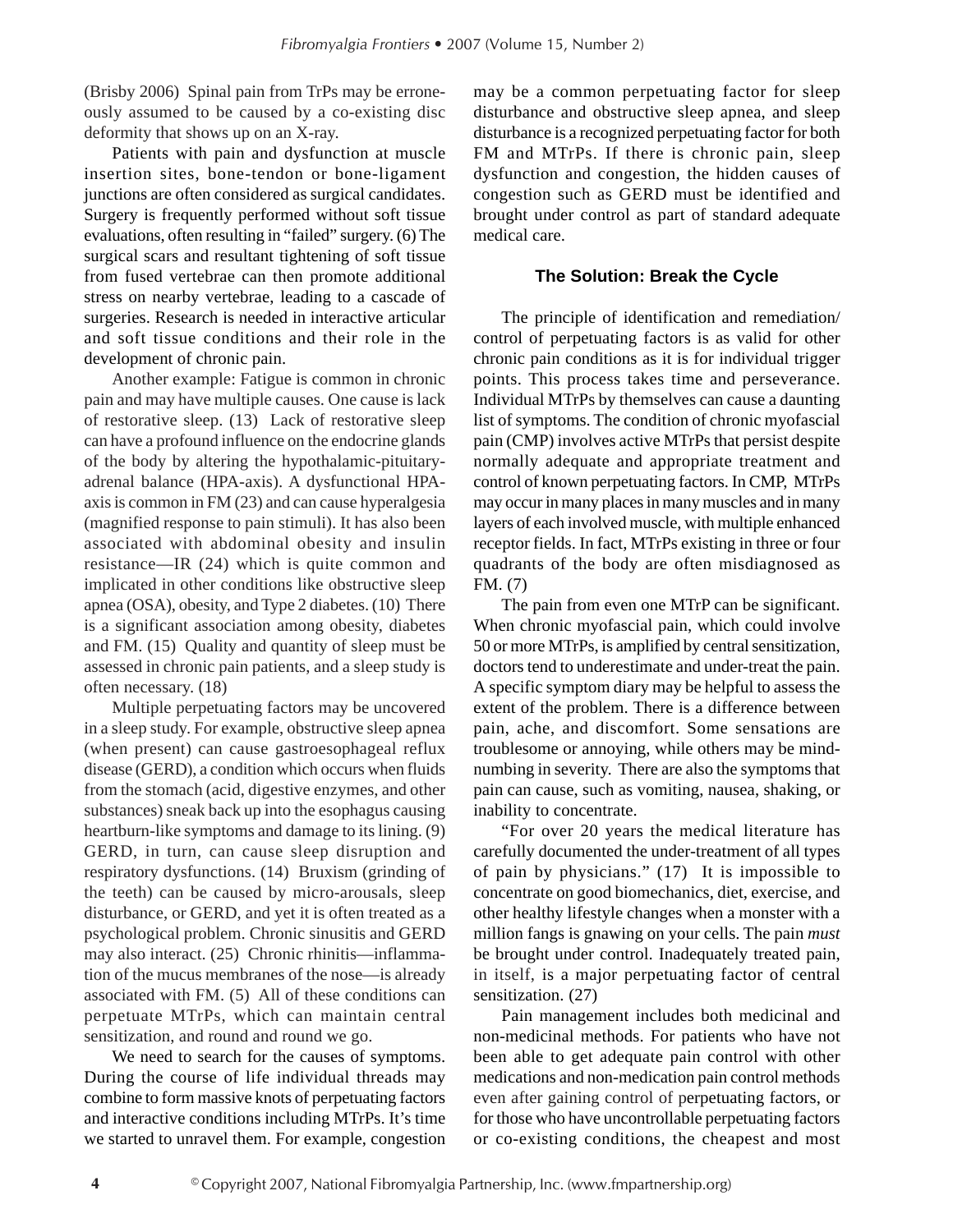(Brisby 2006) Spinal pain from TrPs may be erroneously assumed to be caused by a co-existing disc deformity that shows up on an X-ray.

Patients with pain and dysfunction at muscle insertion sites, bone-tendon or bone-ligament junctions are often considered as surgical candidates. Surgery is frequently performed without soft tissue evaluations, often resulting in "failed" surgery. (6) The surgical scars and resultant tightening of soft tissue from fused vertebrae can then promote additional stress on nearby vertebrae, leading to a cascade of surgeries. Research is needed in interactive articular and soft tissue conditions and their role in the development of chronic pain.

Another example: Fatigue is common in chronic pain and may have multiple causes. One cause is lack of restorative sleep. (13) Lack of restorative sleep can have a profound influence on the endocrine glands of the body by altering the hypothalamic-pituitary-adrenal balance (HPA-axis). A dysfunctional HPA-axis is common in FM (23) and can cause hyperalgesia (magnified response to pain stimuli). It has also been associated with abdominal obesity and insulin resistance—IR (24) which is quite common and implicated in other conditions like obstructive sleep apnea (OSA), obesity, and Type 2 diabetes. (10) There is a significant association among obesity, diabetes and FM. (15) Quality and quantity of sleep must be assessed in chronic pain patients, and a sleep study is often necessary. (18)

Multiple perpetuating factors may be uncovered in a sleep study. For example, obstructive sleep apnea (when present) can cause gastroesophageal reflux disease (GERD), a condition which occurs when fluids from the stomach (acid, digestive enzymes, and other substances) sneak back up into the esophagus causing heartburn-like symptoms and damage to its lining. (9) GERD, in turn, can cause sleep disruption and respiratory dysfunctions. (14) Bruxism (grinding of the teeth) can be caused by micro-arousals, sleep disturbance, or GERD, and yet it is often treated as a psychological problem. Chronic sinusitis and GERD may also interact. (25) Chronic rhinitis—inflammation of the mucus membranes of the nose—is already associated with FM. (5) All of these conditions can perpetuate MTrPs, which can maintain central sensitization, and round and round we go.

We need to search for the causes of symptoms. During the course of life individual threads may combine to form massive knots of perpetuating factors and interactive conditions including MTrPs. It's time we started to unravel them. For example, congestion may be a common perpetuating factor for sleep disturbance and obstructive sleep apnea, and sleep disturbance is a recognized perpetuating factor for both FM and MTrPs. If there is chronic pain, sleep dysfunction and congestion, the hidden causes of congestion such as GERD must be identified and brought under control as part of standard adequate medical care.

## The Solution: Break the Cycle

The principle of identification and remediation/control of perpetuating factors is as valid for other chronic pain conditions as it is for individual trigger points. This process takes time and perseverance. Individual MTrPs by themselves can cause a daunting list of symptoms. The condition of chronic myofascial pain (CMP) involves active MTrPs that persist despite normally adequate and appropriate treatment and control of known perpetuating factors. In CMP, MTrPs may occur in many places in many muscles and in many layers of each involved muscle, with multiple enhanced receptor fields. In fact, MTrPs existing in three or four quadrants of the body are often misdiagnosed as FM. (7)

The pain from even one MTrP can be significant. When chronic myofascial pain, which could involve 50 or more MTrPs, is amplified by central sensitization, doctors tend to underestimate and under-treat the pain. A specific symptom diary may be helpful to assess the extent of the problem. There is a difference between pain, ache, and discomfort. Some sensations are troublesome or annoying, while others may be mind-numbing in severity. There are also the symptoms that pain can cause, such as vomiting, nausea, shaking, or inability to concentrate.

"For over 20 years the medical literature has carefully documented the under-treatment of all types of pain by physicians." (17) It is impossible to concentrate on good biomechanics, diet, exercise, and other healthy lifestyle changes when a monster with a million fangs is gnawing on your cells. The pain *must* be brought under control. Inadequately treated pain, in itself, is a major perpetuating factor of central sensitization. (27)

Pain management includes both medicinal and non-medicinal methods. For patients who have not been able to get adequate pain control with other medications and non-medication pain control methods even after gaining control of perpetuating factors, or for those who have uncontrollable perpetuating factors or co-existing conditions, the cheapest and most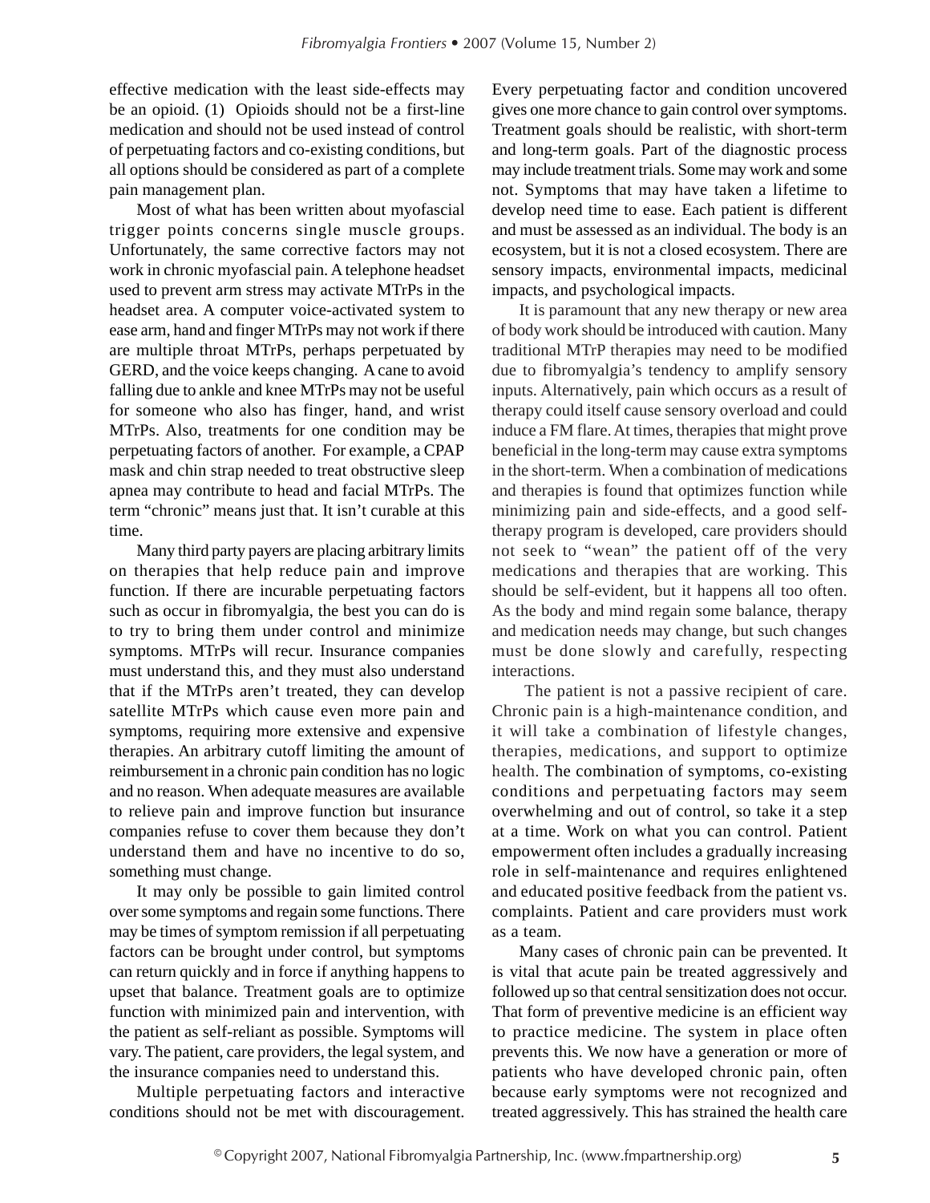effective medication with the least side-effects may be an opioid. (1) Opioids should not be a first-line medication and should not be used instead of control of perpetuating factors and co-existing conditions, but all options should be considered as part of a complete pain management plan.

Most of what has been written about myofascial trigger points concerns single muscle groups. Unfortunately, the same corrective factors may not work in chronic myofascial pain. A telephone headset used to prevent arm stress may activate MTrPs in the headset area. A computer voice-activated system to ease arm, hand and finger MTrPs may not work if there are multiple throat MTrPs, perhaps perpetuated by GERD, and the voice keeps changing. A cane to avoid falling due to ankle and knee MTrPs may not be useful for someone who also has finger, hand, and wrist MTrPs. Also, treatments for one condition may be perpetuating factors of another. For example, a CPAP mask and chin strap needed to treat obstructive sleep apnea may contribute to head and facial MTrPs. The term "chronic" means just that. It isn't curable at this time.

Many third party payers are placing arbitrary limits on therapies that help reduce pain and improve function. If there are incurable perpetuating factors such as occur in fibromyalgia, the best you can do is to try to bring them under control and minimize symptoms. MTrPs will recur. Insurance companies must understand this, and they must also understand that if the MTrPs aren't treated, they can develop satellite MTrPs which cause even more pain and symptoms, requiring more extensive and expensive therapies. An arbitrary cutoff limiting the amount of reimbursement in a chronic pain condition has no logic and no reason. When adequate measures are available to relieve pain and improve function but insurance companies refuse to cover them because they don't understand them and have no incentive to do so, something must change.

It may only be possible to gain limited control over some symptoms and regain some functions. There may be times of symptom remission if all perpetuating factors can be brought under control, but symptoms can return quickly and in force if anything happens to upset that balance. Treatment goals are to optimize function with minimized pain and intervention, with the patient as self-reliant as possible. Symptoms will vary. The patient, care providers, the legal system, and the insurance companies need to understand this.

Multiple perpetuating factors and interactive conditions should not be met with discouragement. Every perpetuating factor and condition uncovered gives one more chance to gain control over symptoms. Treatment goals should be realistic, with short-term and long-term goals. Part of the diagnostic process may include treatment trials. Some may work and some not. Symptoms that may have taken a lifetime to develop need time to ease. Each patient is different and must be assessed as an individual. The body is an ecosystem, but it is not a closed ecosystem. There are sensory impacts, environmental impacts, medicinal impacts, and psychological impacts.

It is paramount that any new therapy or new area of body work should be introduced with caution. Many traditional MTrP therapies may need to be modified due to fibromyalgia's tendency to amplify sensory inputs. Alternatively, pain which occurs as a result of therapy could itself cause sensory overload and could induce a FM flare. At times, therapies that might prove beneficial in the long-term may cause extra symptoms in the short-term. When a combination of medications and therapies is found that optimizes function while minimizing pain and side-effects, and a good self-therapy program is developed, care providers should not seek to "wean" the patient off of the very medications and therapies that are working. This should be self-evident, but it happens all too often. As the body and mind regain some balance, therapy and medication needs may change, but such changes must be done slowly and carefully, respecting interactions.

The patient is not a passive recipient of care. Chronic pain is a high-maintenance condition, and it will take a combination of lifestyle changes, therapies, medications, and support to optimize health. The combination of symptoms, co-existing conditions and perpetuating factors may seem overwhelming and out of control, so take it a step at a time. Work on what you can control. Patient empowerment often includes a gradually increasing role in self-maintenance and requires enlightened and educated positive feedback from the patient vs. complaints. Patient and care providers must work as a team.

Many cases of chronic pain can be prevented. It is vital that acute pain be treated aggressively and followed up so that central sensitization does not occur. That form of preventive medicine is an efficient way to practice medicine. The system in place often prevents this. We now have a generation or more of patients who have developed chronic pain, often because early symptoms were not recognized and treated aggressively. This has strained the health care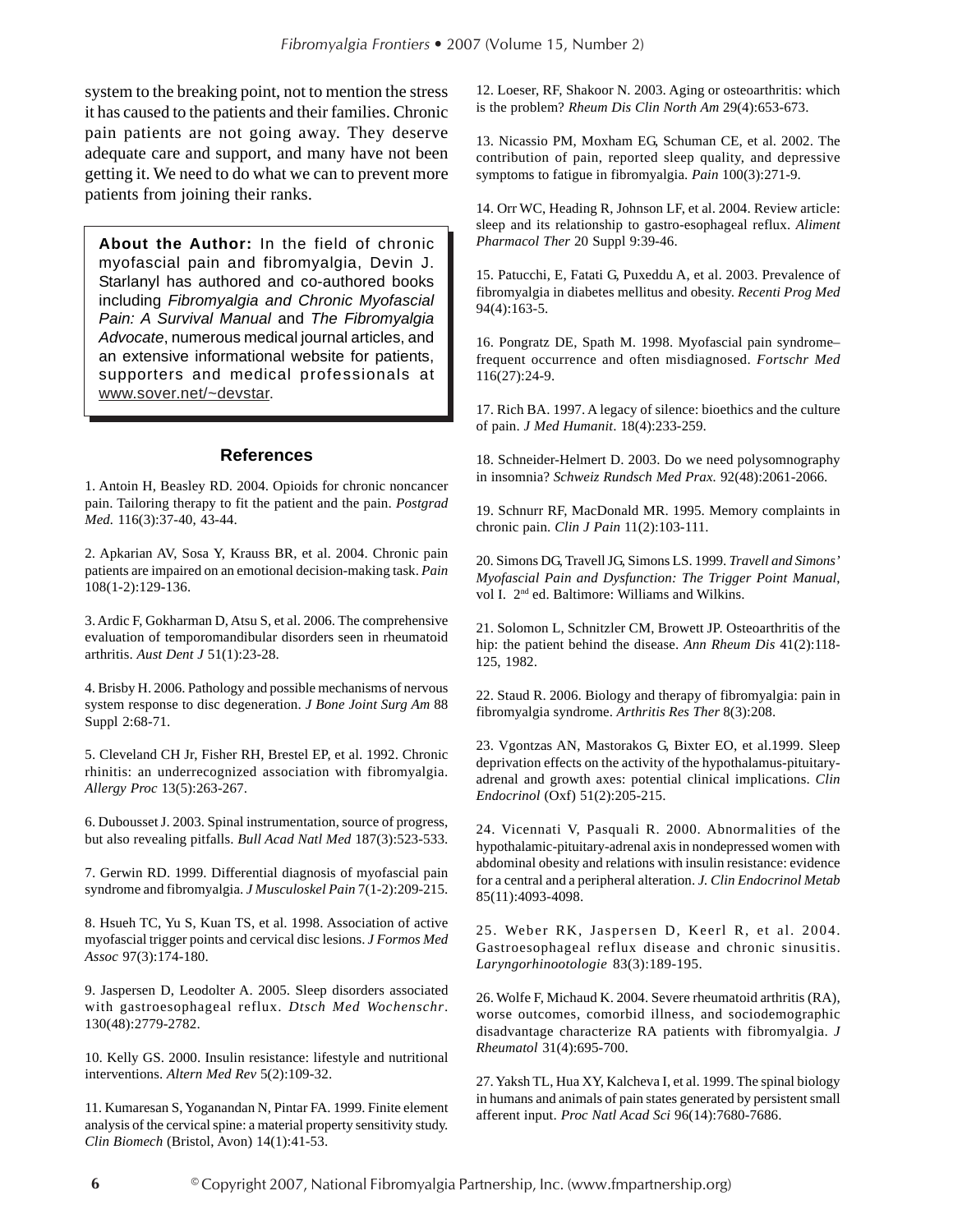system to the breaking point, not to mention the stress it has caused to the patients and their families. Chronic pain patients are not going away. They deserve adequate care and support, and many have not been getting it. We need to do what we can to prevent more patients from joining their ranks.

**About the Author:** In the field of chronic myofascial pain and fibromyalgia, Devin J. Starlanyl has authored and co-authored books including *Fibromyalgia and Chronic Myofascial Pain: A Survival Manual* and *The Fibromyalgia Advocate*, numerous medical journal articles, and an extensive informational website for patients, supporters and medical professionals at www.sover.net/~devstar.

## References

1. Antoin H, Beasley RD. 2004. Opioids for chronic noncancer pain. Tailoring therapy to fit the patient and the pain. *Postgrad Med.* 116(3):37-40, 43-44.

2. Apkarian AV, Sosa Y, Krauss BR, et al. 2004. Chronic pain patients are impaired on an emotional decision-making task. *Pain* 108(1-2):129-136.

3. Ardic F, Gokharman D, Atsu S, et al. 2006. The comprehensive evaluation of temporomandibular disorders seen in rheumatoid arthritis. *Aust Dent J* 51(1):23-28.

4. Brisby H. 2006. Pathology and possible mechanisms of nervous system response to disc degeneration. *J Bone Joint Surg Am* 88 Suppl 2:68-71.

5. Cleveland CH Jr, Fisher RH, Brestel EP, et al. 1992. Chronic rhinitis: an underrecognized association with fibromyalgia. *Allergy Proc* 13(5):263-267.

6. Dubousset J. 2003. Spinal instrumentation, source of progress, but also revealing pitfalls. *Bull Acad Natl Med* 187(3):523-533.

7. Gerwin RD. 1999. Differential diagnosis of myofascial pain syndrome and fibromyalgia. *J Musculoskel Pain* 7(1-2):209-215.

8. Hsueh TC, Yu S, Kuan TS, et al. 1998. Association of active myofascial trigger points and cervical disc lesions. *J Formos Med Assoc* 97(3):174-180.

9. Jaspersen D, Leodolter A. 2005. Sleep disorders associated with gastroesophageal reflux. *Dtsch Med Wochenschr*. 130(48):2779-2782.

10. Kelly GS. 2000. Insulin resistance: lifestyle and nutritional interventions. *Altern Med Rev* 5(2):109-32.

11. Kumaresan S, Yoganandan N, Pintar FA. 1999. Finite element analysis of the cervical spine: a material property sensitivity study. *Clin Biomech* (Bristol, Avon) 14(1):41-53.

12. Loeser, RF, Shakoor N. 2003. Aging or osteoarthritis: which is the problem? *Rheum Dis Clin North Am* 29(4):653-673.

13. Nicassio PM, Moxham EG, Schuman CE, et al. 2002. The contribution of pain, reported sleep quality, and depressive symptoms to fatigue in fibromyalgia. *Pain* 100(3):271-9.

14. Orr WC, Heading R, Johnson LF, et al. 2004. Review article: sleep and its relationship to gastro-esophageal reflux. *Aliment Pharmacol Ther* 20 Suppl 9:39-46.

15. Patucchi, E, Fatati G, Puxeddu A, et al. 2003. Prevalence of fibromyalgia in diabetes mellitus and obesity. *Recenti Prog Med* 94(4):163-5.

16. Pongratz DE, Spath M. 1998. Myofascial pain syndrome–frequent occurrence and often misdiagnosed. *Fortschr Med* 116(27):24-9.

17. Rich BA. 1997. A legacy of silence: bioethics and the culture of pain. *J Med Humanit*. 18(4):233-259.

18. Schneider-Helmert D. 2003. Do we need polysomnography in insomnia? *Schweiz Rundsch Med Prax.* 92(48):2061-2066.

19. Schnurr RF, MacDonald MR. 1995. Memory complaints in chronic pain. *Clin J Pain* 11(2):103-111.

20. Simons DG, Travell JG, Simons LS. 1999. *Travell and Simons' Myofascial Pain and Dysfunction: The Trigger Point Manual*, vol I. 2nd ed. Baltimore: Williams and Wilkins.

21. Solomon L, Schnitzler CM, Browett JP. Osteoarthritis of the hip: the patient behind the disease. *Ann Rheum Dis* 41(2):118-125, 1982.

22. Staud R. 2006. Biology and therapy of fibromyalgia: pain in fibromyalgia syndrome. *Arthritis Res Ther* 8(3):208.

23. Vgontzas AN, Mastorakos G, Bixter EO, et al.1999. Sleep deprivation effects on the activity of the hypothalamus-pituitary-adrenal and growth axes: potential clinical implications. *Clin Endocrinol* (Oxf) 51(2):205-215.

24. Vicennati V, Pasquali R. 2000. Abnormalities of the hypothalamic-pituitary-adrenal axis in nondepressed women with abdominal obesity and relations with insulin resistance: evidence for a central and a peripheral alteration. *J. Clin Endocrinol Metab* 85(11):4093-4098.

25. Weber RK, Jaspersen D, Keerl R, et al. 2004. Gastroesophageal reflux disease and chronic sinusitis. *Laryngorhinootologie* 83(3):189-195.

26. Wolfe F, Michaud K. 2004. Severe rheumatoid arthritis (RA), worse outcomes, comorbid illness, and sociodemographic disadvantage characterize RA patients with fibromyalgia. *J Rheumatol* 31(4):695-700.

27. Yaksh TL, Hua XY, Kalcheva I, et al. 1999. The spinal biology in humans and animals of pain states generated by persistent small afferent input. *Proc Natl Acad Sci* 96(14):7680-7686.

© Copyright 2007, National Fibromyalgia Partnership, Inc. (www.fmpartnership.org)